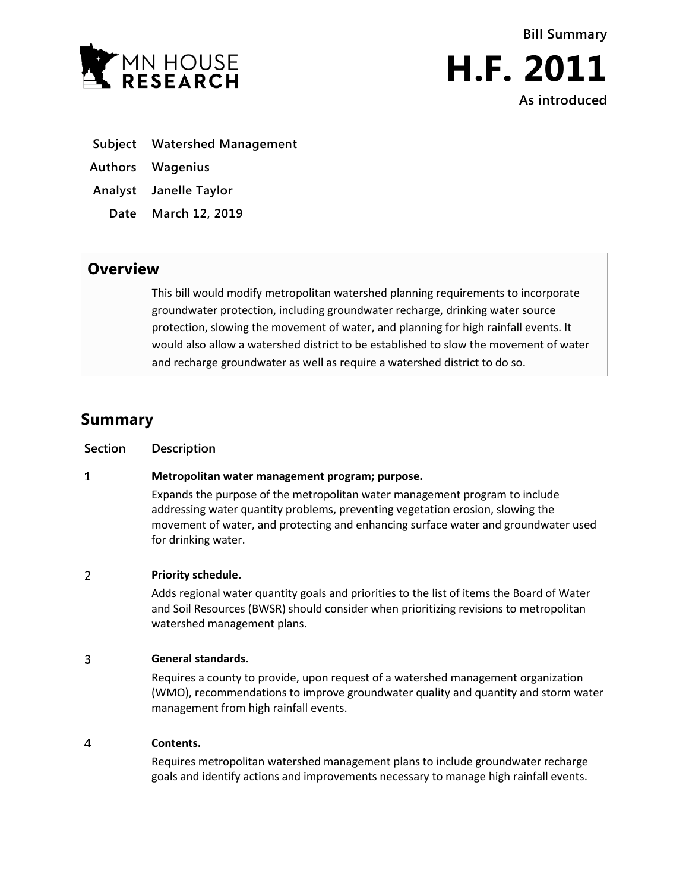MN HOUSE RESEARCH

Bill Summary

# H.F. 2011

As introduced

| | |
|---|---|
| **Subject** | **Watershed Management** |
| **Authors** | **Wagenius** |
| **Analyst** | **Janelle Taylor** |
| **Date** | **March 12, 2019** |

## Overview

This bill would modify metropolitan watershed planning requirements to incorporate groundwater protection, including groundwater recharge, drinking water source protection, slowing the movement of water, and planning for high rainfall events. It would also allow a watershed district to be established to slow the movement of water and recharge groundwater as well as require a watershed district to do so.

## Summary

| Section | Description |
|---|---|
| 1 | **Metropolitan water management program; purpose.**<br>Expands the purpose of the metropolitan water management program to include addressing water quantity problems, preventing vegetation erosion, slowing the movement of water, and protecting and enhancing surface water and groundwater used for drinking water. |
| 2 | **Priority schedule.**<br>Adds regional water quantity goals and priorities to the list of items the Board of Water and Soil Resources (BWSR) should consider when prioritizing revisions to metropolitan watershed management plans. |
| 3 | **General standards.**<br>Requires a county to provide, upon request of a watershed management organization (WMO), recommendations to improve groundwater quality and quantity and storm water management from high rainfall events. |
| 4 | **Contents.**<br>Requires metropolitan watershed management plans to include groundwater recharge goals and identify actions and improvements necessary to manage high rainfall events. |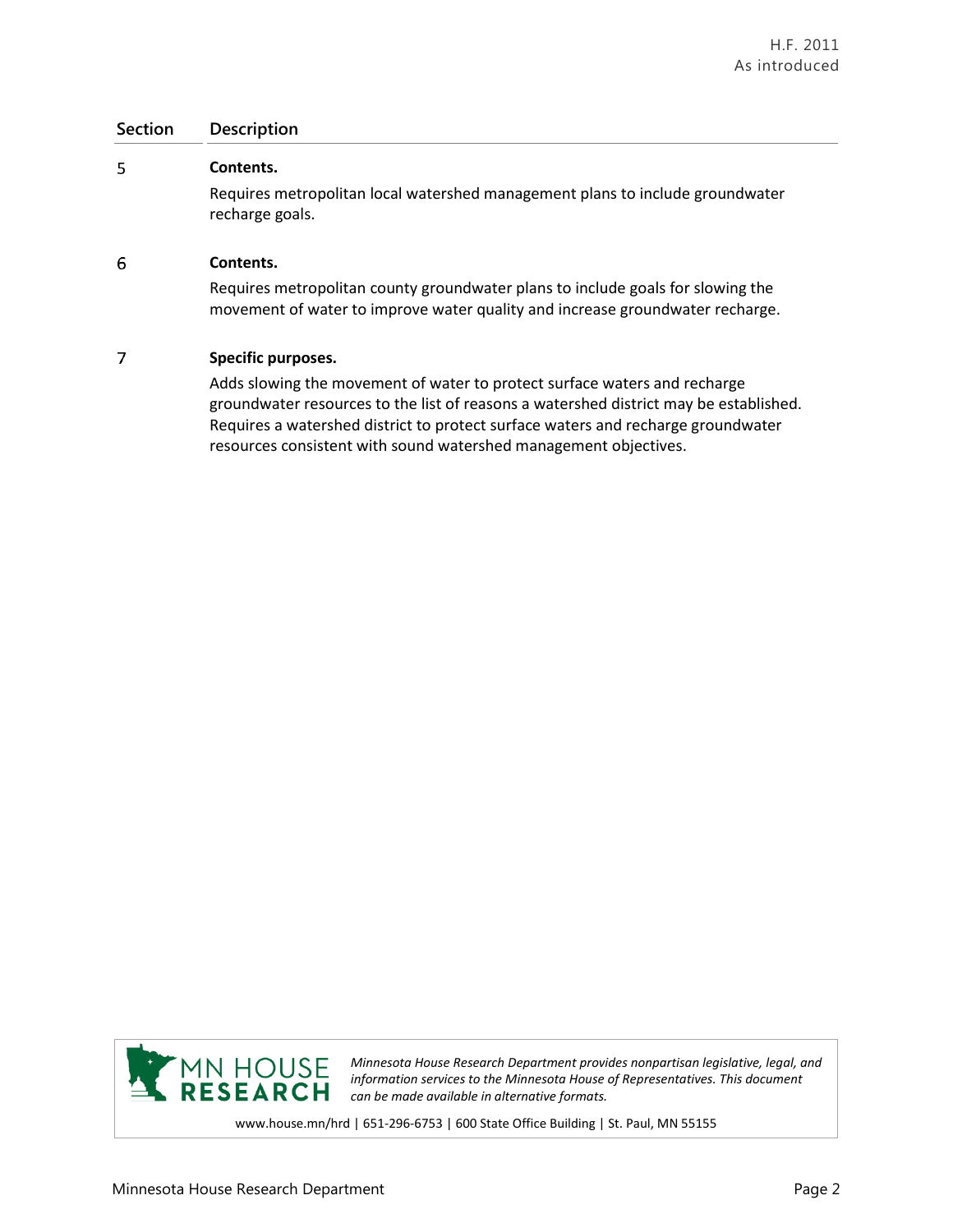| Section | Description |
|---|---|
| 5 | **Contents.**<br>Requires metropolitan local watershed management plans to include groundwater recharge goals. |
| 6 | **Contents.**<br>Requires metropolitan county groundwater plans to include goals for slowing the movement of water to improve water quality and increase groundwater recharge. |
| 7 | **Specific purposes.**<br>Adds slowing the movement of water to protect surface waters and recharge groundwater resources to the list of reasons a watershed district may be established. Requires a watershed district to protect surface waters and recharge groundwater resources consistent with sound watershed management objectives. |

MN HOUSE RESEARCH

*Minnesota House Research Department provides nonpartisan legislative, legal, and information services to the Minnesota House of Representatives. This document can be made available in alternative formats.*

www.house.mn/hrd | 651-296-6753 | 600 State Office Building | St. Paul, MN 55155